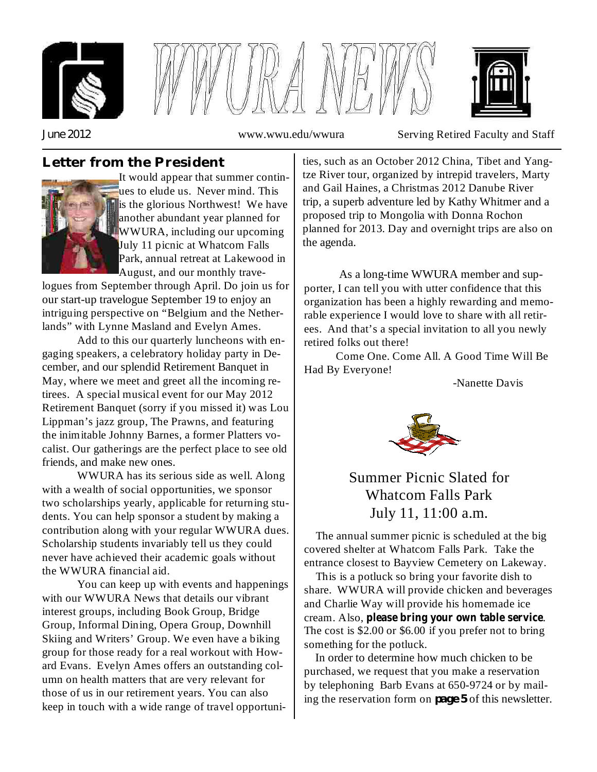# WWURA NEWS

June 2012 www.wwu.edu/wwura Serving Retired Faculty and Staff

## Letter from the President

It would appear that summer continues to elude us. Never mind. This is the glorious Northwest! We have another abundant year planned for WWURA, including our upcoming July 11 picnic at Whatcom Falls Park, annual retreat at Lakewood in August, and our monthly travelogues from September through April. Do join us for our start-up travelogue September 19 to enjoy an intriguing perspective on "Belgium and the Netherlands" with Lynne Masland and Evelyn Ames.

Add to this our quarterly luncheons with engaging speakers, a celebratory holiday party in December, and our splendid Retirement Banquet in May, where we meet and greet all the incoming retirees. A special musical event for our May 2012 Retirement Banquet (sorry if you missed it) was Lou Lippman's jazz group, The Prawns, and featuring the inimitable Johnny Barnes, a former Platters vocalist. Our gatherings are the perfect place to see old friends, and make new ones.

WWURA has its serious side as well. Along with a wealth of social opportunities, we sponsor two scholarships yearly, applicable for returning students. You can help sponsor a student by making a contribution along with your regular WWURA dues. Scholarship students invariably tell us they could never have achieved their academic goals without the WWURA financial aid.

You can keep up with events and happenings with our WWURA News that details our vibrant interest groups, including Book Group, Bridge Group, Informal Dining, Opera Group, Downhill Skiing and Writers' Group. We even have a biking group for those ready for a real workout with Howard Evans. Evelyn Ames offers an outstanding column on health matters that are very relevant for those of us in our retirement years. You can also keep in touch with a wide range of travel opportunities, such as an October 2012 China, Tibet and Yangtze River tour, organized by intrepid travelers, Marty and Gail Haines, a Christmas 2012 Danube River trip, a superb adventure led by Kathy Whitmer and a proposed trip to Mongolia with Donna Rochon planned for 2013. Day and overnight trips are also on the agenda.

As a long-time WWURA member and supporter, I can tell you with utter confidence that this organization has been a highly rewarding and memorable experience I would love to share with all retirees. And that's a special invitation to all you newly retired folks out there!

Come One. Come All. A Good Time Will Be Had By Everyone!

-Nanette Davis

## Summer Picnic Slated for Whatcom Falls Park July 11, 11:00 a.m.

The annual summer picnic is scheduled at the big covered shelter at Whatcom Falls Park. Take the entrance closest to Bayview Cemetery on Lakeway.

This is a potluck so bring your favorite dish to share. WWURA will provide chicken and beverages and Charlie Way will provide his homemade ice cream. Also, **please bring your own table service**. The cost is $2.00 or $6.00 if you prefer not to bring something for the potluck.

In order to determine how much chicken to be purchased, we request that you make a reservation by telephoning Barb Evans at 650-9724 or by mailing the reservation form on **page 5** of this newsletter.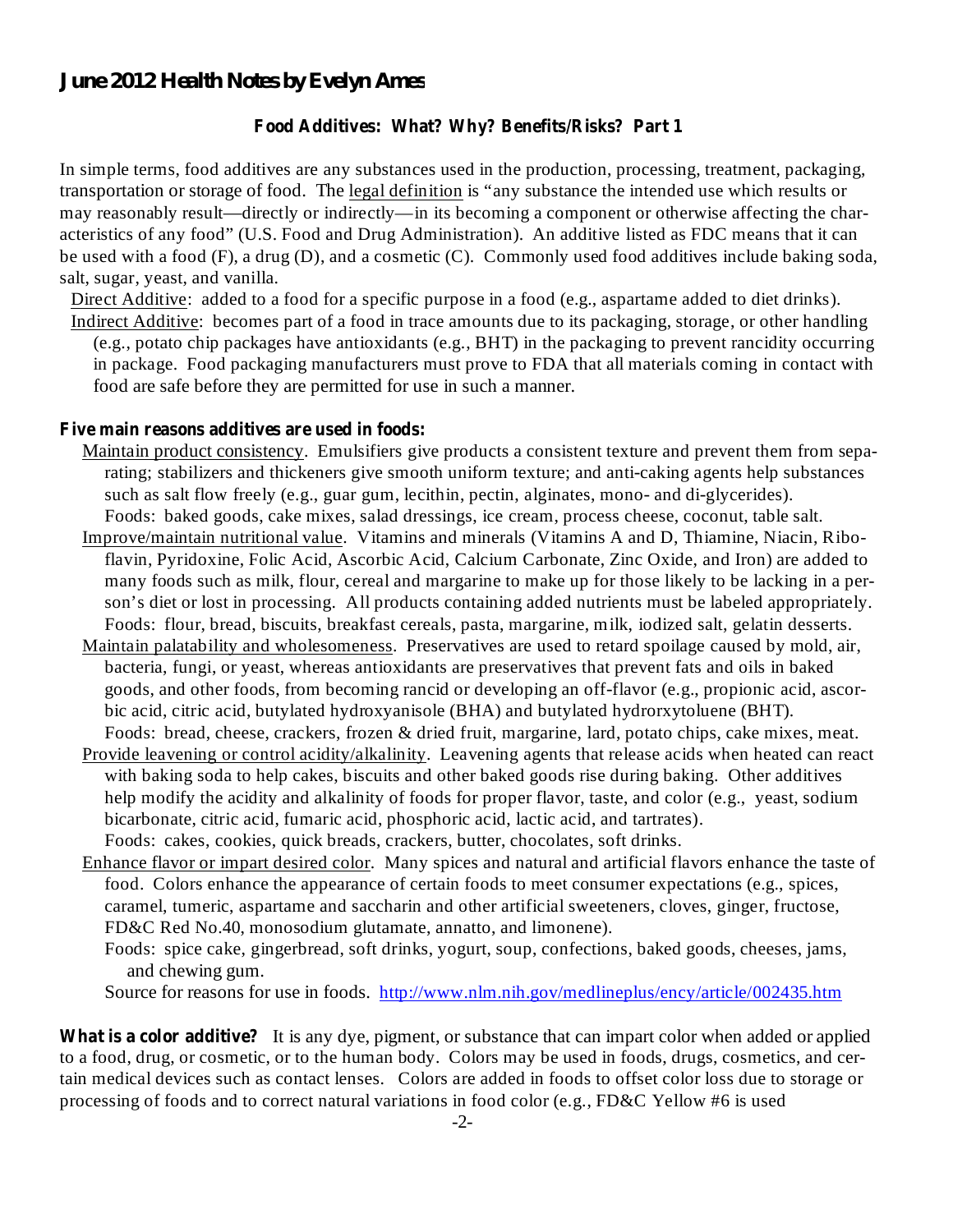## June 2012 Health Notes by Evelyn Ames

### Food Additives: What? Why? Benefits/Risks? Part 1

In simple terms, food additives are any substances used in the production, processing, treatment, packaging, transportation or storage of food. The legal definition is "any substance the intended use which results or may reasonably result—directly or indirectly—in its becoming a component or otherwise affecting the characteristics of any food" (U.S. Food and Drug Administration). An additive listed as FDC means that it can be used with a food (F), a drug (D), and a cosmetic (C). Commonly used food additives include baking soda, salt, sugar, yeast, and vanilla.

Direct Additive: added to a food for a specific purpose in a food (e.g., aspartame added to diet drinks).

Indirect Additive: becomes part of a food in trace amounts due to its packaging, storage, or other handling (e.g., potato chip packages have antioxidants (e.g., BHT) in the packaging to prevent rancidity occurring in package. Food packaging manufacturers must prove to FDA that all materials coming in contact with food are safe before they are permitted for use in such a manner.

**Five main reasons additives are used in foods:**

Maintain product consistency. Emulsifiers give products a consistent texture and prevent them from separating; stabilizers and thickeners give smooth uniform texture; and anti-caking agents help substances such as salt flow freely (e.g., guar gum, lecithin, pectin, alginates, mono- and di-glycerides).
Foods: baked goods, cake mixes, salad dressings, ice cream, process cheese, coconut, table salt.

Improve/maintain nutritional value. Vitamins and minerals (Vitamins A and D, Thiamine, Niacin, Riboflavin, Pyridoxine, Folic Acid, Ascorbic Acid, Calcium Carbonate, Zinc Oxide, and Iron) are added to many foods such as milk, flour, cereal and margarine to make up for those likely to be lacking in a person's diet or lost in processing. All products containing added nutrients must be labeled appropriately.
Foods: flour, bread, biscuits, breakfast cereals, pasta, margarine, milk, iodized salt, gelatin desserts.

Maintain palatability and wholesomeness. Preservatives are used to retard spoilage caused by mold, air, bacteria, fungi, or yeast, whereas antioxidants are preservatives that prevent fats and oils in baked goods, and other foods, from becoming rancid or developing an off-flavor (e.g., propionic acid, ascorbic acid, citric acid, butylated hydroxyanisole (BHA) and butylated hydrorxytoluene (BHT).
Foods: bread, cheese, crackers, frozen & dried fruit, margarine, lard, potato chips, cake mixes, meat.

Provide leavening or control acidity/alkalinity. Leavening agents that release acids when heated can react with baking soda to help cakes, biscuits and other baked goods rise during baking. Other additives help modify the acidity and alkalinity of foods for proper flavor, taste, and color (e.g., yeast, sodium bicarbonate, citric acid, fumaric acid, phosphoric acid, lactic acid, and tartrates).
Foods: cakes, cookies, quick breads, crackers, butter, chocolates, soft drinks.

Enhance flavor or impart desired color. Many spices and natural and artificial flavors enhance the taste of food. Colors enhance the appearance of certain foods to meet consumer expectations (e.g., spices, caramel, tumeric, aspartame and saccharin and other artificial sweeteners, cloves, ginger, fructose, FD&C Red No.40, monosodium glutamate, annatto, and limonene).
Foods: spice cake, gingerbread, soft drinks, yogurt, soup, confections, baked goods, cheeses, jams, and chewing gum.

Source for reasons for use in foods. http://www.nlm.nih.gov/medlineplus/ency/article/002435.htm

**What is a color additive?** It is any dye, pigment, or substance that can impart color when added or applied to a food, drug, or cosmetic, or to the human body. Colors may be used in foods, drugs, cosmetics, and certain medical devices such as contact lenses. Colors are added in foods to offset color loss due to storage or processing of foods and to correct natural variations in food color (e.g., FD&C Yellow #6 is used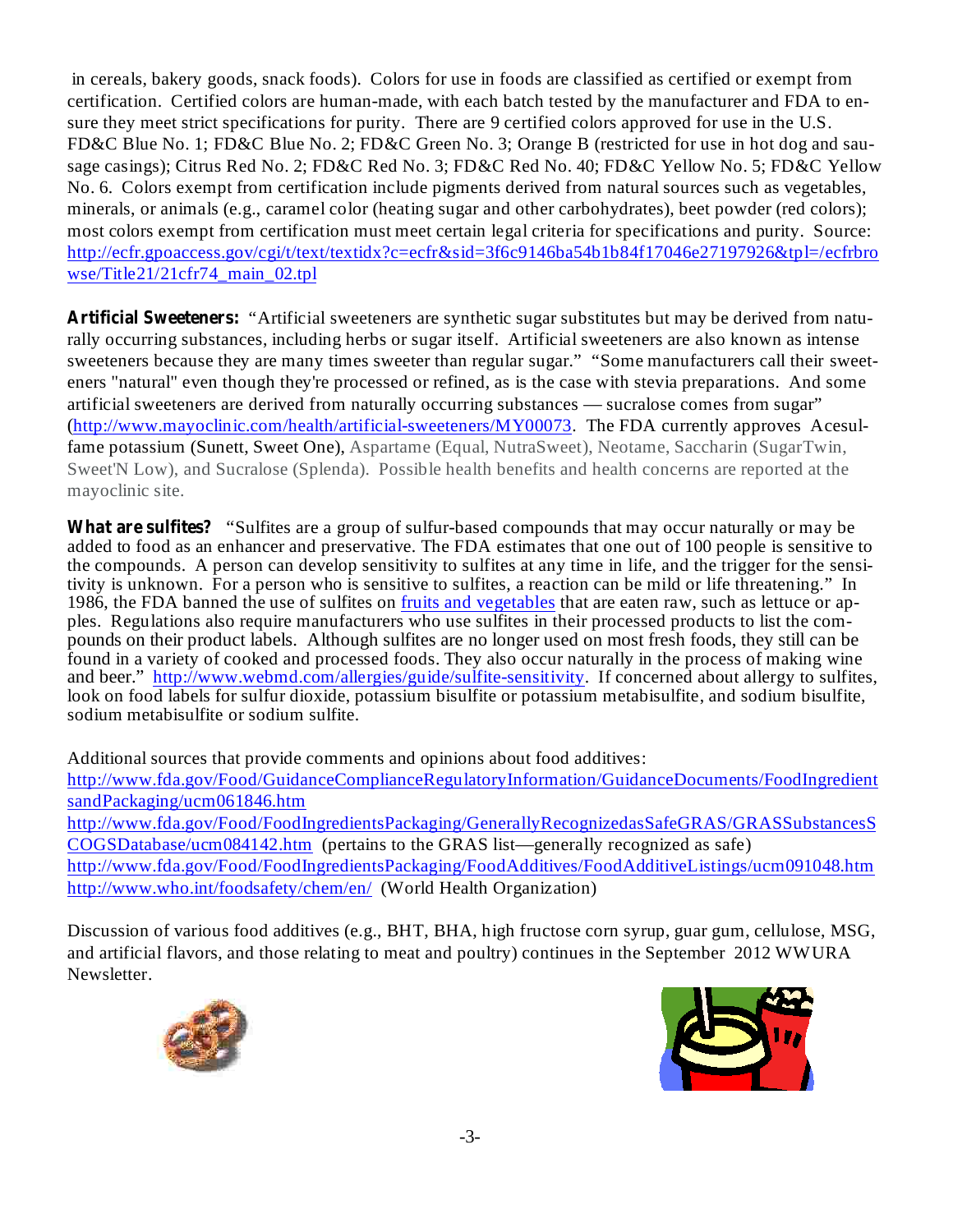in cereals, bakery goods, snack foods). Colors for use in foods are classified as certified or exempt from certification. Certified colors are human-made, with each batch tested by the manufacturer and FDA to ensure they meet strict specifications for purity. There are 9 certified colors approved for use in the U.S. FD&C Blue No. 1; FD&C Blue No. 2; FD&C Green No. 3; Orange B (restricted for use in hot dog and sausage casings); Citrus Red No. 2; FD&C Red No. 3; FD&C Red No. 40; FD&C Yellow No. 5; FD&C Yellow No. 6. Colors exempt from certification include pigments derived from natural sources such as vegetables, minerals, or animals (e.g., caramel color (heating sugar and other carbohydrates), beet powder (red colors); most colors exempt from certification must meet certain legal criteria for specifications and purity. Source: http://ecfr.gpoaccess.gov/cgi/t/text/textidx?c=ecfr&sid=3f6c9146ba54b1b84f17046e27197926&tpl=/ecfrbrowse/Title21/21cfr74_main_02.tpl

**Artificial Sweeteners:** "Artificial sweeteners are synthetic sugar substitutes but may be derived from naturally occurring substances, including herbs or sugar itself. Artificial sweeteners are also known as intense sweeteners because they are many times sweeter than regular sugar." "Some manufacturers call their sweeteners "natural" even though they're processed or refined, as is the case with stevia preparations. And some artificial sweeteners are derived from naturally occurring substances — sucralose comes from sugar" (http://www.mayoclinic.com/health/artificial-sweeteners/MY00073. The FDA currently approves Acesulfame potassium (Sunett, Sweet One), Aspartame (Equal, NutraSweet), Neotame, Saccharin (SugarTwin, Sweet'N Low), and Sucralose (Splenda). Possible health benefits and health concerns are reported at the mayoclinic site.

**What are sulfites?** "Sulfites are a group of sulfur-based compounds that may occur naturally or may be added to food as an enhancer and preservative. The FDA estimates that one out of 100 people is sensitive to the compounds. A person can develop sensitivity to sulfites at any time in life, and the trigger for the sensitivity is unknown. For a person who is sensitive to sulfites, a reaction can be mild or life threatening." In 1986, the FDA banned the use of sulfites on fruits and vegetables that are eaten raw, such as lettuce or apples. Regulations also require manufacturers who use sulfites in their processed products to list the compounds on their product labels. Although sulfites are no longer used on most fresh foods, they still can be found in a variety of cooked and processed foods. They also occur naturally in the process of making wine and beer." http://www.webmd.com/allergies/guide/sulfite-sensitivity. If concerned about allergy to sulfites, look on food labels for sulfur dioxide, potassium bisulfite or potassium metabisulfite, and sodium bisulfite, sodium metabisulfite or sodium sulfite.

Additional sources that provide comments and opinions about food additives:
http://www.fda.gov/Food/GuidanceComplianceRegulatoryInformation/GuidanceDocuments/FoodIngredientsandPackaging/ucm061846.htm
http://www.fda.gov/Food/FoodIngredientsPackaging/GenerallyRecognizedasSafeGRAS/GRASSubstancesSCOGSDatabase/ucm084142.htm (pertains to the GRAS list—generally recognized as safe)
http://www.fda.gov/Food/FoodIngredientsPackaging/FoodAdditives/FoodAdditiveListings/ucm091048.htm
http://www.who.int/foodsafety/chem/en/ (World Health Organization)

Discussion of various food additives (e.g., BHT, BHA, high fructose corn syrup, guar gum, cellulose, MSG, and artificial flavors, and those relating to meat and poultry) continues in the September 2012 WWURA Newsletter.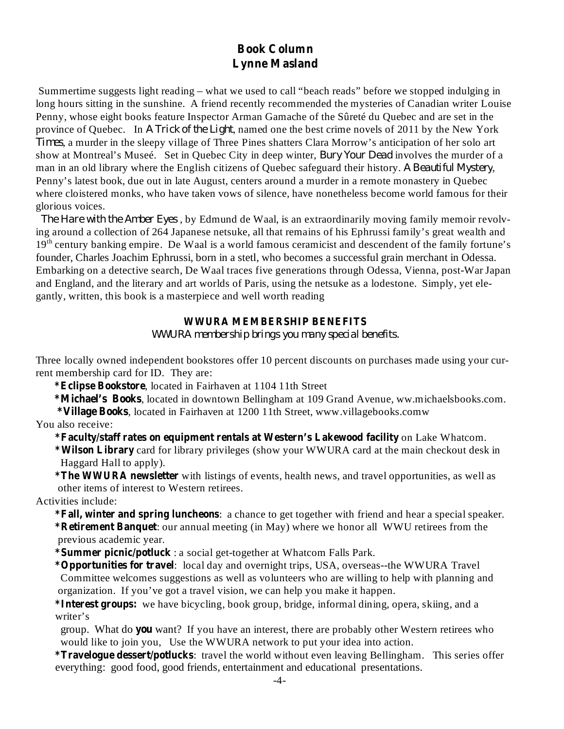## Book Column

### Lynne Masland

Summertime suggests light reading – what we used to call "beach reads" before we stopped indulging in long hours sitting in the sunshine. A friend recently recommended the mysteries of Canadian writer Louise Penny, whose eight books feature Inspector Arman Gamache of the Sûreté du Quebec and are set in the province of Quebec. In *A Trick of the Light*, named one the best crime novels of 2011 by the New York *Times*, a murder in the sleepy village of Three Pines shatters Clara Morrow's anticipation of her solo art show at Montreal's Museé. Set in Quebec City in deep winter, *Bury Your Dead* involves the murder of a man in an old library where the English citizens of Quebec safeguard their history. *A Beautiful Mystery*, Penny's latest book, due out in late August, centers around a murder in a remote monastery in Quebec where cloistered monks, who have taken vows of silence, have nonetheless become world famous for their glorious voices.

*The Hare with the Amber Eyes* , by Edmund de Waal, is an extraordinarily moving family memoir revolving around a collection of 264 Japanese netsuke, all that remains of his Ephrussi family's great wealth and 19th century banking empire. De Waal is a world famous ceramicist and descendent of the family fortune's founder, Charles Joachim Ephrussi, born in a stetl, who becomes a successful grain merchant in Odessa. Embarking on a detective search, De Waal traces five generations through Odessa, Vienna, post-War Japan and England, and the literary and art worlds of Paris, using the netsuke as a lodestone. Simply, yet elegantly, written, this book is a masterpiece and well worth reading

## WWURA MEMBERSHIP BENEFITS

*WWURA membership brings you many special benefits.*

Three locally owned independent bookstores offer 10 percent discounts on purchases made using your current membership card for ID. They are:

- ***Eclipse Bookstore***, located in Fairhaven at 1104 11th Street
- ***Michael's Books***, located in downtown Bellingham at 109 Grand Avenue, ww.michaelsbooks.com.
- ***Village Books***, located in Fairhaven at 1200 11th Street, www.villagebooks.comw

You also receive:

- ***Faculty/staff rates on equipment rentals at Western's Lakewood facility*** on Lake Whatcom.
- ***Wilson Library*** card for library privileges (show your WWURA card at the main checkout desk in Haggard Hall to apply).
- ***The WWURA newsletter*** with listings of events, health news, and travel opportunities, as well as other items of interest to Western retirees.

Activities include:

- ***Fall, winter and spring luncheons***: a chance to get together with friend and hear a special speaker.
- ***Retirement Banquet***: our annual meeting (in May) where we honor all WWU retirees from the previous academic year.
- ***Summer picnic/potluck*** : a social get-together at Whatcom Falls Park.
- ***Opportunities for travel***: local day and overnight trips, USA, overseas--the WWURA Travel Committee welcomes suggestions as well as volunteers who are willing to help with planning and organization. If you've got a travel vision, we can help you make it happen.
- ***Interest groups:*** we have bicycling, book group, bridge, informal dining, opera, skiing, and a writer's group. What do ***you*** want? If you have an interest, there are probably other Western retirees who would like to join you, Use the WWURA network to put your idea into action.
- ***Travelogue dessert/potlucks***: travel the world without even leaving Bellingham. This series offer everything: good food, good friends, entertainment and educational presentations.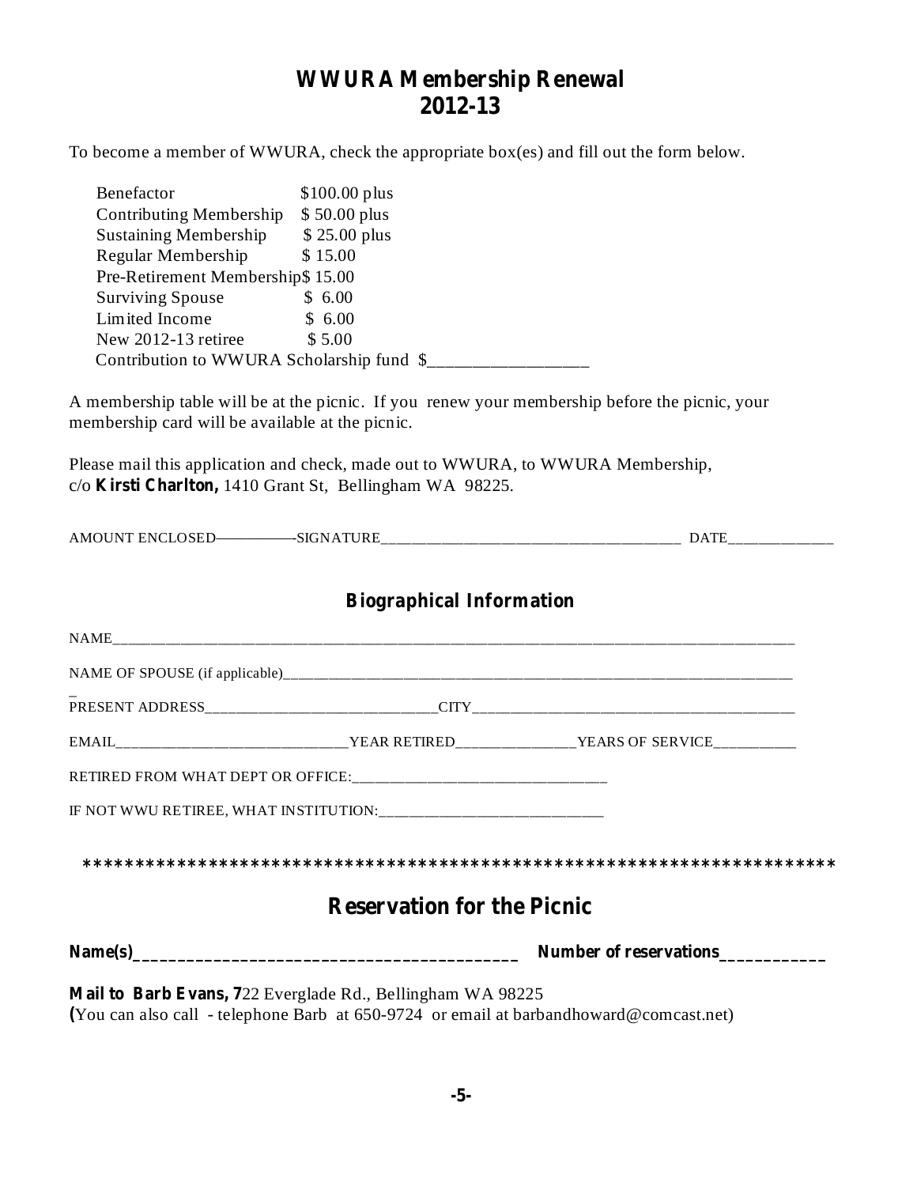# WWURA Membership Renewal 2012-13

To become a member of WWURA, check the appropriate box(es) and fill out the form below.

| | |
|---|---|
| Benefactor | $100.00 plus |
| Contributing Membership | $ 50.00 plus |
| Sustaining Membership | $ 25.00 plus |
| Regular Membership | $ 15.00 |
| Pre-Retirement Membership | $ 15.00 |
| Surviving Spouse | $ 6.00 |
| Limited Income | $ 6.00 |
| New 2012-13 retiree | $ 5.00 |

Contribution to WWURA Scholarship fund $__________________

A membership table will be at the picnic. If you renew your membership before the picnic, your membership card will be available at the picnic.

Please mail this application and check, made out to WWURA, to WWURA Membership, c/o **Kirsti Charlton,** 1410 Grant St, Bellingham WA 98225.

AMOUNT ENCLOSED—————SIGNATURE______________________________________ DATE_____________

## Biographical Information

NAME______________________________________________________________________________

NAME OF SPOUSE (if applicable)________________________________________________________

PRESENT ADDRESS______________________________CITY__________________________________

EMAIL______________________________YEAR RETIRED_______________YEARS OF SERVICE__________

RETIRED FROM WHAT DEPT OR OFFICE:_________________________________

IF NOT WWU RETIREE, WHAT INSTITUTION:_____________________________

*************************************************************************

## Reservation for the Picnic

**Name(s)___________________________________________ Number of reservations___________**

**Mail to Barb Evans, 7**22 Everglade Rd., Bellingham WA 98225
**(**You can also call - telephone Barb at 650-9724 or email at barbandhoward@comcast.net)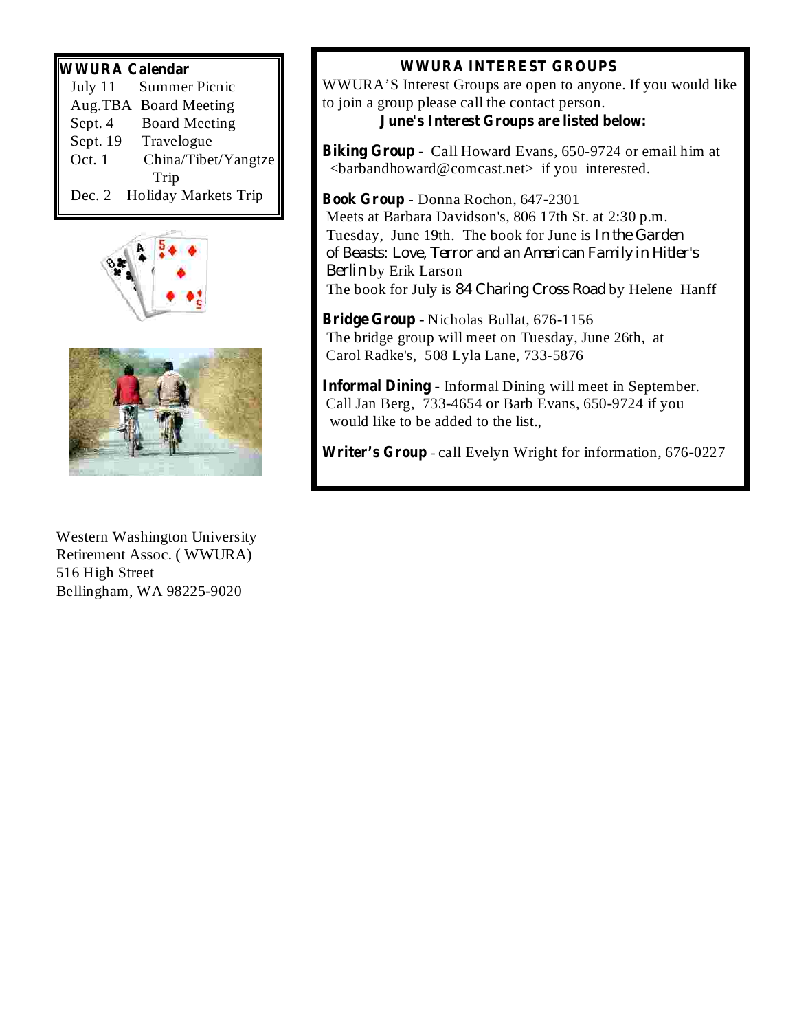**WWURA Calendar**

| | |
|---|---|
| July 11 | Summer Picnic |
| Aug.TBA | Board Meeting |
| Sept. 4 | Board Meeting |
| Sept. 19 | Travelogue |
| Oct. 1 | China/Tibet/Yangtze Trip |
| Dec. 2 | Holiday Markets Trip |

Western Washington University
Retirement Assoc. ( WWURA)
516 High Street
Bellingham, WA 98225-9020

## WWURA INTEREST GROUPS

WWURA'S Interest Groups are open to anyone. If you would like to join a group please call the contact person.

**June's Interest Groups are listed below:**

**Biking Group** - Call Howard Evans, 650-9724 or email him at <barbandhoward@comcast.net> if you interested.

**Book Group** - Donna Rochon, 647-2301
Meets at Barbara Davidson's, 806 17th St. at 2:30 p.m. Tuesday, June 19th. The book for June is *In the Garden of Beasts: Love, Terror and an American Family in Hitler's Berlin* by Erik Larson
The book for July is *84 Charing Cross Road* by Helene Hanff

**Bridge Group** - Nicholas Bullat, 676-1156
The bridge group will meet on Tuesday, June 26th, at Carol Radke's, 508 Lyla Lane, 733-5876

**Informal Dining** - Informal Dining will meet in September. Call Jan Berg, 733-4654 or Barb Evans, 650-9724 if you would like to be added to the list.,

**Writer's Group** - call Evelyn Wright for information, 676-0227